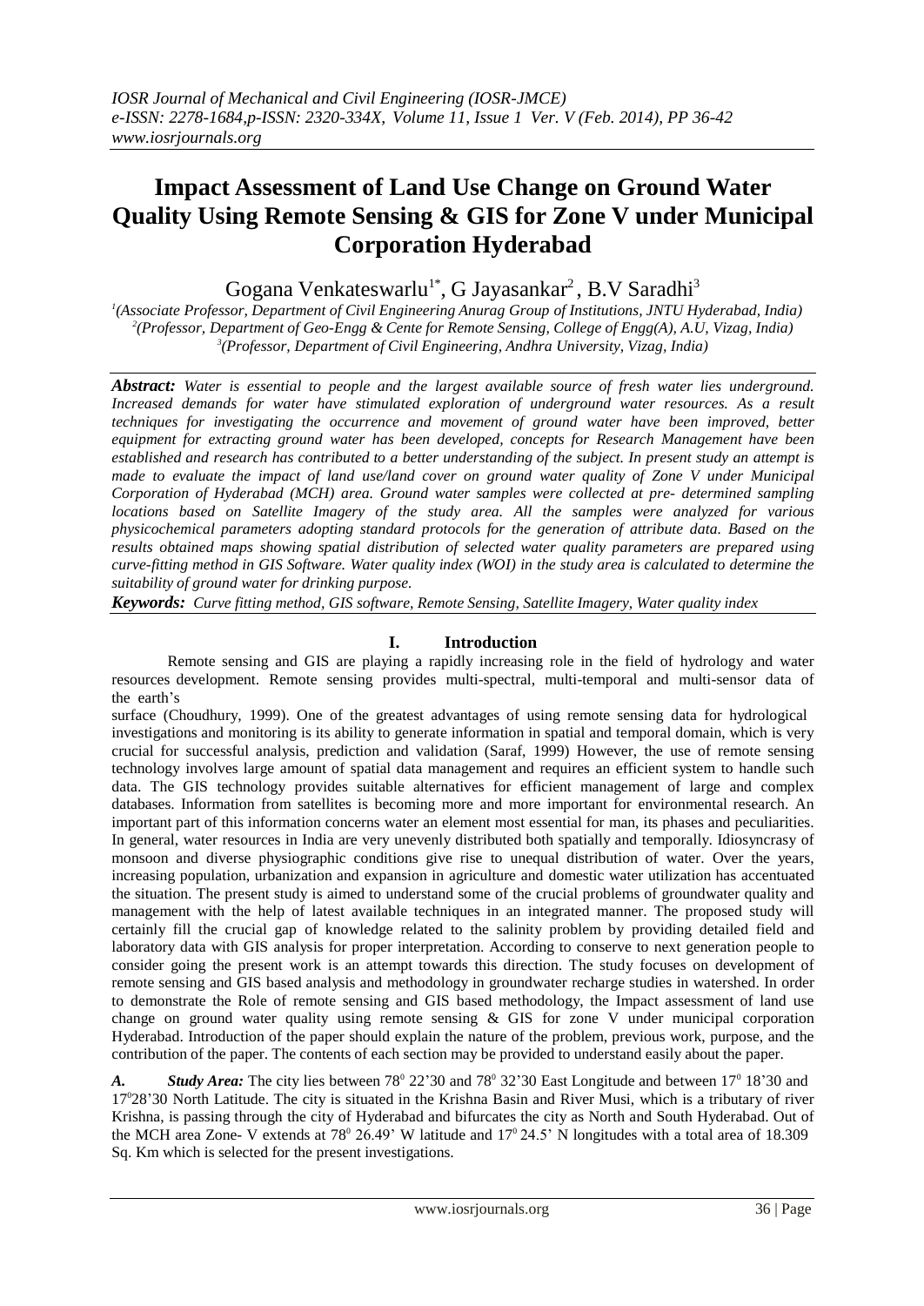# Impact Assessment of Land Use Change on Ground Water Quality Using Remote Sensing & GIS for Zone V under Municipal Corporation Hyderabad

Gogana Venkateswarlu[1*], G Jayasankar[2], B.V Saradhi[3]

[1](Associate Professor, Department of Civil Engineering Anurag Group of Institutions, JNTU Hyderabad, India)
[2](Professor, Department of Geo-Engg & Cente for Remote Sensing, College of Engg(A), A.U, Vizag, India)
[3](Professor, Department of Civil Engineering, Andhra University, Vizag, India)

***Abstract:*** *Water is essential to people and the largest available source of fresh water lies underground. Increased demands for water have stimulated exploration of underground water resources. As a result techniques for investigating the occurrence and movement of ground water have been improved, better equipment for extracting ground water has been developed, concepts for Research Management have been established and research has contributed to a better understanding of the subject. In present study an attempt is made to evaluate the impact of land use/land cover on ground water quality of Zone V under Municipal Corporation of Hyderabad (MCH) area. Ground water samples were collected at pre- determined sampling locations based on Satellite Imagery of the study area. All the samples were analyzed for various physicochemical parameters adopting standard protocols for the generation of attribute data. Based on the results obtained maps showing spatial distribution of selected water quality parameters are prepared using curve-fitting method in GIS Software. Water quality index (WQI) in the study area is calculated to determine the suitability of ground water for drinking purpose.*

***Keywords:*** *Curve fitting method, GIS software, Remote Sensing, Satellite Imagery, Water quality index*

## I. Introduction

Remote sensing and GIS are playing a rapidly increasing role in the field of hydrology and water resources development. Remote sensing provides multi-spectral, multi-temporal and multi-sensor data of the earth's surface (Choudhury, 1999). One of the greatest advantages of using remote sensing data for hydrological investigations and monitoring is its ability to generate information in spatial and temporal domain, which is very crucial for successful analysis, prediction and validation (Saraf, 1999) However, the use of remote sensing technology involves large amount of spatial data management and requires an efficient system to handle such data. The GIS technology provides suitable alternatives for efficient management of large and complex databases. Information from satellites is becoming more and more important for environmental research. An important part of this information concerns water an element most essential for man, its phases and peculiarities. In general, water resources in India are very unevenly distributed both spatially and temporally. Idiosyncrasy of monsoon and diverse physiographic conditions give rise to unequal distribution of water. Over the years, increasing population, urbanization and expansion in agriculture and domestic water utilization has accentuated the situation. The present study is aimed to understand some of the crucial problems of groundwater quality and management with the help of latest available techniques in an integrated manner. The proposed study will certainly fill the crucial gap of knowledge related to the salinity problem by providing detailed field and laboratory data with GIS analysis for proper interpretation. According to conserve to next generation people to consider going the present work is an attempt towards this direction. The study focuses on development of remote sensing and GIS based analysis and methodology in groundwater recharge studies in watershed. In order to demonstrate the Role of remote sensing and GIS based methodology, the Impact assessment of land use change on ground water quality using remote sensing & GIS for zone V under municipal corporation Hyderabad. Introduction of the paper should explain the nature of the problem, previous work, purpose, and the contribution of the paper. The contents of each section may be provided to understand easily about the paper.

***A. Study Area:*** The city lies between 78$^0$ 22'30 and 78$^0$ 32'30 East Longitude and between 17$^0$ 18'30 and 17$^0$28'30 North Latitude. The city is situated in the Krishna Basin and River Musi, which is a tributary of river Krishna, is passing through the city of Hyderabad and bifurcates the city as North and South Hyderabad. Out of the MCH area Zone- V extends at 78$^0$ 26.49' W latitude and 17$^0$ 24.5' N longitudes with a total area of 18.309 Sq. Km which is selected for the present investigations.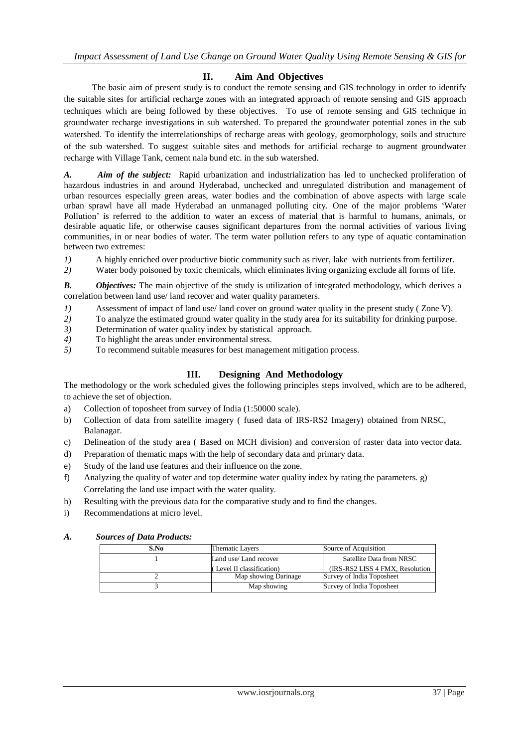## II. Aim And Objectives

The basic aim of present study is to conduct the remote sensing and GIS technology in order to identify the suitable sites for artificial recharge zones with an integrated approach of remote sensing and GIS approach techniques which are being followed by these objectives. To use of remote sensing and GIS technique in groundwater recharge investigations in sub watershed. To prepared the groundwater potential zones in the sub watershed. To identify the interrelationships of recharge areas with geology, geomorphology, soils and structure of the sub watershed. To suggest suitable sites and methods for artificial recharge to augment groundwater recharge with Village Tank, cement nala bund etc. in the sub watershed.

***A. Aim of the subject:*** Rapid urbanization and industrialization has led to unchecked proliferation of hazardous industries in and around Hyderabad, unchecked and unregulated distribution and management of urban resources especially green areas, water bodies and the combination of above aspects with large scale urban sprawl have all made Hyderabad an unmanaged polluting city. One of the major problems 'Water Pollution' is referred to the addition to water an excess of material that is harmful to humans, animals, or desirable aquatic life, or otherwise causes significant departures from the normal activities of various living communities, in or near bodies of water. The term water pollution refers to any type of aquatic contamination between two extremes:

*1)* A highly enriched over productive biotic community such as river, lake with nutrients from fertilizer.
*2)* Water body poisoned by toxic chemicals, which eliminates living organizing exclude all forms of life.

***B. Objectives:*** The main objective of the study is utilization of integrated methodology, which derives a correlation between land use/ land recover and water quality parameters.

*1)* Assessment of impact of land use/ land cover on ground water quality in the present study ( Zone V).
*2)* To analyze the estimated ground water quality in the study area for its suitability for drinking purpose.
*3)* Determination of water quality index by statistical approach.
*4)* To highlight the areas under environmental stress.
*5)* To recommend suitable measures for best management mitigation process.

## III. Designing And Methodology

The methodology or the work scheduled gives the following principles steps involved, which are to be adhered, to achieve the set of objection.

a) Collection of toposheet from survey of India (1:50000 scale).
b) Collection of data from satellite imagery ( fused data of IRS-RS2 Imagery) obtained from NRSC, Balanagar.
c) Delineation of the study area ( Based on MCH division) and conversion of raster data into vector data.
d) Preparation of thematic maps with the help of secondary data and primary data.
e) Study of the land use features and their influence on the zone.
f) Analyzing the quality of water and top determine water quality index by rating the parameters. g) Correlating the land use impact with the water quality.
h) Resulting with the previous data for the comparative study and to find the changes.
i) Recommendations at micro level.

***A. Sources of Data Products:***

| S.No | Thematic Layers | Source of Acquisition |
|---|---|---|
| 1 | Land use/ Land recover ( Level II classification) | Satellite Data from NRSC (IRS-RS2 LISS 4 FMX, Resolution |
| 2 | Map showing Darinage | Survey of India Toposheet |
| 3 | Map showing | Survey of India Toposheet |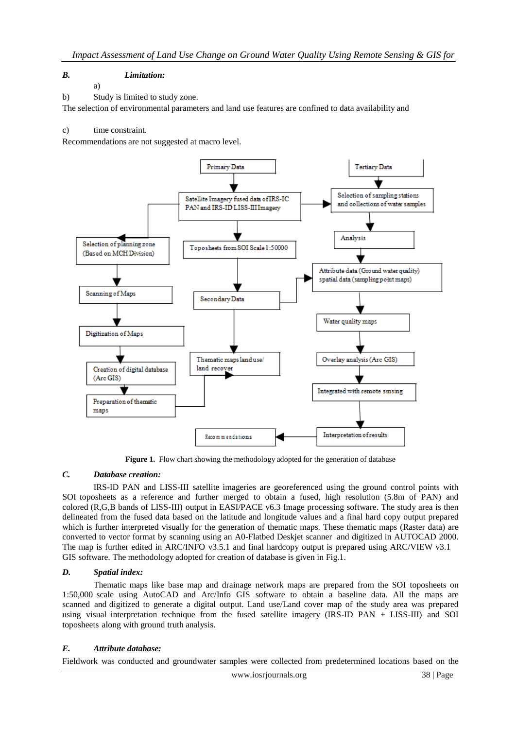### B. *Limitation:*

a)

b) Study is limited to study zone.

The selection of environmental parameters and land use features are confined to data availability and

c) time constraint.

Recommendations are not suggested at macro level.

**Figure 1.** Flow chart showing the methodology adopted for the generation of database

### C. *Database creation:*

IRS-ID PAN and LISS-III satellite imageries are georeferenced using the ground control points with SOI toposheets as a reference and further merged to obtain a fused, high resolution (5.8m of PAN) and colored (R,G,B bands of LISS-III) output in EASI/PACE v6.3 Image processing software. The study area is then delineated from the fused data based on the latitude and longitude values and a final hard copy output prepared which is further interpreted visually for the generation of thematic maps. These thematic maps (Raster data) are converted to vector format by scanning using an A0-Flatbed Deskjet scanner and digitized in AUTOCAD 2000. The map is further edited in ARC/INFO v3.5.1 and final hardcopy output is prepared using ARC/VIEW v3.1 GIS software. The methodology adopted for creation of database is given in Fig.1.

### D. *Spatial index:*

Thematic maps like base map and drainage network maps are prepared from the SOI toposheets on 1:50,000 scale using AutoCAD and Arc/Info GIS software to obtain a baseline data. All the maps are scanned and digitized to generate a digital output. Land use/Land cover map of the study area was prepared using visual interpretation technique from the fused satellite imagery (IRS-ID PAN + LISS-III) and SOI toposheets along with ground truth analysis.

### E. *Attribute database:*

Fieldwork was conducted and groundwater samples were collected from predetermined locations based on the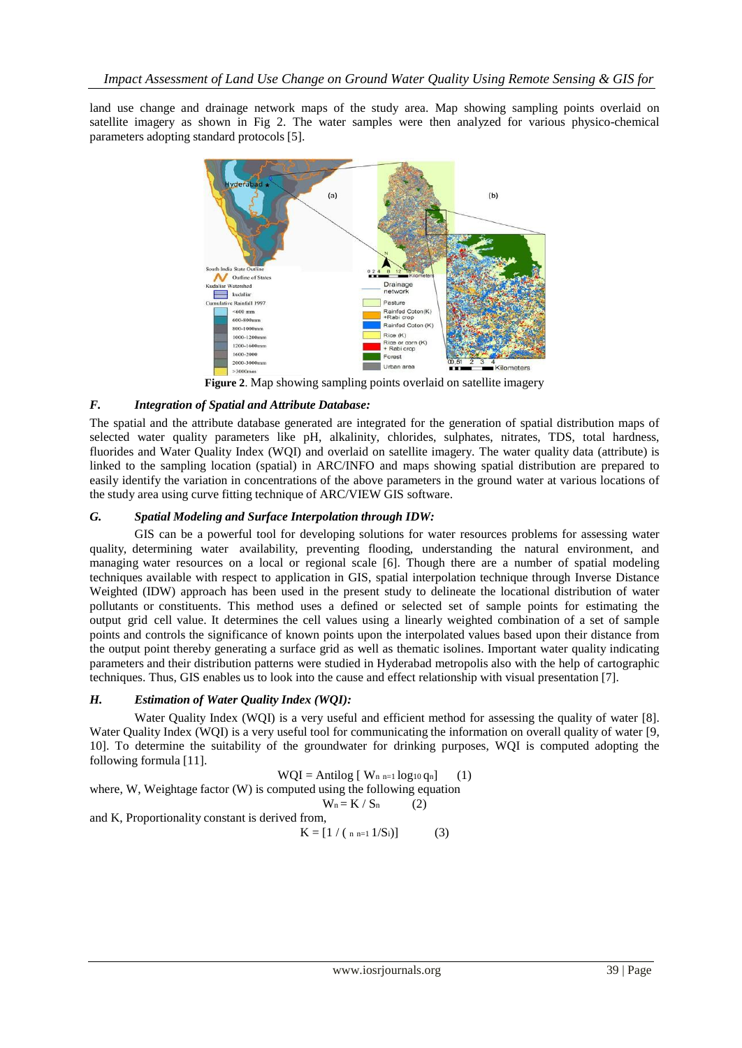land use change and drainage network maps of the study area. Map showing sampling points overlaid on satellite imagery as shown in Fig 2. The water samples were then analyzed for various physico-chemical parameters adopting standard protocols [5].

**Figure 2**. Map showing sampling points overlaid on satellite imagery

### *F. Integration of Spatial and Attribute Database:*

The spatial and the attribute database generated are integrated for the generation of spatial distribution maps of selected water quality parameters like pH, alkalinity, chlorides, sulphates, nitrates, TDS, total hardness, fluorides and Water Quality Index (WQI) and overlaid on satellite imagery. The water quality data (attribute) is linked to the sampling location (spatial) in ARC/INFO and maps showing spatial distribution are prepared to easily identify the variation in concentrations of the above parameters in the ground water at various locations of the study area using curve fitting technique of ARC/VIEW GIS software.

### *G. Spatial Modeling and Surface Interpolation through IDW:*

GIS can be a powerful tool for developing solutions for water resources problems for assessing water quality, determining water availability, preventing flooding, understanding the natural environment, and managing water resources on a local or regional scale [6]. Though there are a number of spatial modeling techniques available with respect to application in GIS, spatial interpolation technique through Inverse Distance Weighted (IDW) approach has been used in the present study to delineate the locational distribution of water pollutants or constituents. This method uses a defined or selected set of sample points for estimating the output grid cell value. It determines the cell values using a linearly weighted combination of a set of sample points and controls the significance of known points upon the interpolated values based upon their distance from the output point thereby generating a surface grid as well as thematic isolines. Important water quality indicating parameters and their distribution patterns were studied in Hyderabad metropolis also with the help of cartographic techniques. Thus, GIS enables us to look into the cause and effect relationship with visual presentation [7].

### *H. Estimation of Water Quality Index (WQI):*

Water Quality Index (WQI) is a very useful and efficient method for assessing the quality of water [8]. Water Quality Index (WQI) is a very useful tool for communicating the information on overall quality of water [9, 10]. To determine the suitability of the groundwater for drinking purposes, WQI is computed adopting the following formula [11].

$$WQI = \text{Antilog}\left[\sum_{n=1} W_n \log_{10} q_n\right] \quad (1)$$

where, W, Weightage factor (W) is computed using the following equation

$$W_n = K / S_n \quad (2)$$

and K, Proportionality constant is derived from,

$$K = \left[1 / \left(\sum_{n=1} 1/S_i\right)\right] \quad (3)$$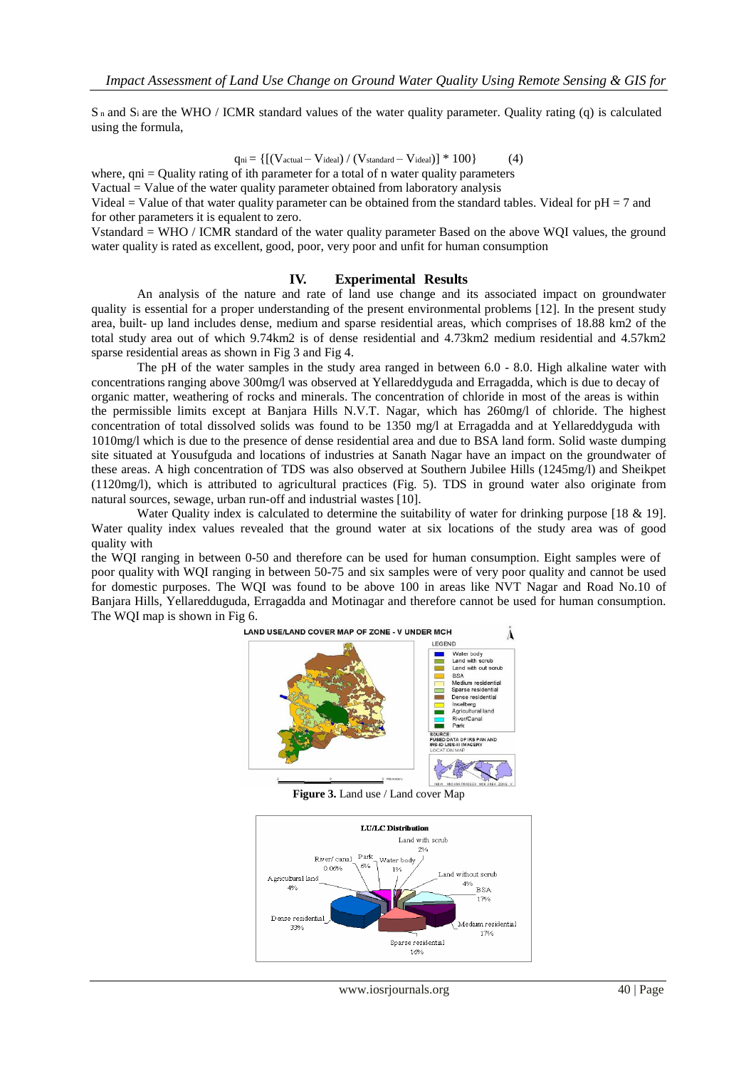$S_n$ and $S_i$ are the WHO / ICMR standard values of the water quality parameter. Quality rating (q) is calculated using the formula,

$$q_{ni} = \{[(V_{actual} - V_{ideal}) / (V_{standard} - V_{ideal})] * 100\} \quad (4)$$

where, qni = Quality rating of ith parameter for a total of n water quality parameters

Vactual = Value of the water quality parameter obtained from laboratory analysis

Videal = Value of that water quality parameter can be obtained from the standard tables. Videal for pH = 7 and for other parameters it is equalent to zero.

Vstandard = WHO / ICMR standard of the water quality parameter Based on the above WQI values, the ground water quality is rated as excellent, good, poor, very poor and unfit for human consumption

## IV. Experimental Results

An analysis of the nature and rate of land use change and its associated impact on groundwater quality is essential for a proper understanding of the present environmental problems [12]. In the present study area, built- up land includes dense, medium and sparse residential areas, which comprises of 18.88 km2 of the total study area out of which 9.74km2 is of dense residential and 4.73km2 medium residential and 4.57km2 sparse residential areas as shown in Fig 3 and Fig 4.

The pH of the water samples in the study area ranged in between 6.0 - 8.0. High alkaline water with concentrations ranging above 300mg/l was observed at Yellareddyguda and Erragadda, which is due to decay of organic matter, weathering of rocks and minerals. The concentration of chloride in most of the areas is within the permissible limits except at Banjara Hills N.V.T. Nagar, which has 260mg/l of chloride. The highest concentration of total dissolved solids was found to be 1350 mg/l at Erragadda and at Yellareddyguda with 1010mg/l which is due to the presence of dense residential area and due to BSA land form. Solid waste dumping site situated at Yousufguda and locations of industries at Sanath Nagar have an impact on the groundwater of these areas. A high concentration of TDS was also observed at Southern Jubilee Hills (1245mg/l) and Sheikpet (1120mg/l), which is attributed to agricultural practices (Fig. 5). TDS in ground water also originate from natural sources, sewage, urban run-off and industrial wastes [10].

Water Quality index is calculated to determine the suitability of water for drinking purpose [18 & 19]. Water quality index values revealed that the ground water at six locations of the study area was of good quality with the WQI ranging in between 0-50 and therefore can be used for human consumption. Eight samples were of poor quality with WQI ranging in between 50-75 and six samples were of very poor quality and cannot be used for domestic purposes. The WQI was found to be above 100 in areas like NVT Nagar and Road No.10 of Banjara Hills, Yellaredduguda, Erragadda and Motinagar and therefore cannot be used for human consumption. The WQI map is shown in Fig 6.

**Figure 3.** Land use / Land cover Map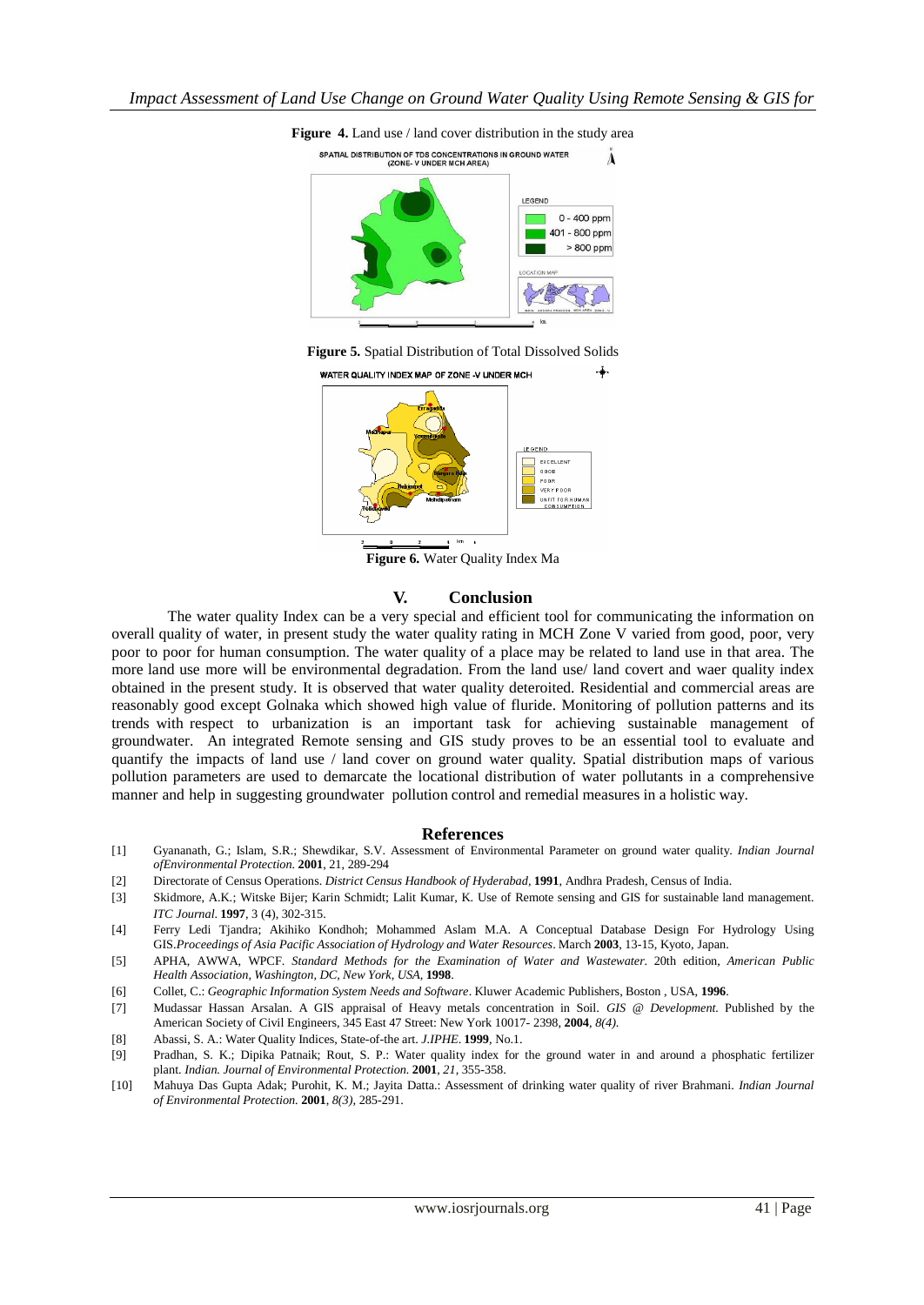**Figure 4.** Land use / land cover distribution in the study area

**Figure 5.** Spatial Distribution of Total Dissolved Solids

**Figure 6.** Water Quality Index Ma

## V. Conclusion

The water quality Index can be a very special and efficient tool for communicating the information on overall quality of water, in present study the water quality rating in MCH Zone V varied from good, poor, very poor to poor for human consumption. The water quality of a place may be related to land use in that area. The more land use more will be environmental degradation. From the land use/ land covert and waer quality index obtained in the present study. It is observed that water quality deteroited. Residential and commercial areas are reasonably good except Golnaka which showed high value of fluride. Monitoring of pollution patterns and its trends with respect to urbanization is an important task for achieving sustainable management of groundwater. An integrated Remote sensing and GIS study proves to be an essential tool to evaluate and quantify the impacts of land use / land cover on ground water quality. Spatial distribution maps of various pollution parameters are used to demarcate the locational distribution of water pollutants in a comprehensive manner and help in suggesting groundwater pollution control and remedial measures in a holistic way.

## References

[1] Gyananath, G.; Islam, S.R.; Shewdikar, S.V. Assessment of Environmental Parameter on ground water quality. *Indian Journal ofEnvironmental Protection.* **2001**, 21, 289-294

[2] Directorate of Census Operations. *District Census Handbook of Hyderabad*, **1991**, Andhra Pradesh, Census of India.

[3] Skidmore, A.K.; Witske Bijer; Karin Schmidt; Lalit Kumar, K. Use of Remote sensing and GIS for sustainable land management. *ITC Journal*. **1997**, 3 (4), 302-315.

[4] Ferry Ledi Tjandra; Akihiko Kondhoh; Mohammed Aslam M.A. A Conceptual Database Design For Hydrology Using GIS.*Proceedings of Asia Pacific Association of Hydrology and Water Resources*. March **2003**, 13-15, Kyoto, Japan.

[5] APHA, AWWA, WPCF. *Standard Methods for the Examination of Water and Wastewater.* 20th edition, *American Public Health Association, Washington, DC, New York, USA*, **1998**.

[6] Collet, C.: *Geographic Information System Needs and Software*. Kluwer Academic Publishers, Boston , USA, **1996**.

[7] Mudassar Hassan Arsalan. A GIS appraisal of Heavy metals concentration in Soil. *GIS @ Development.* Published by the American Society of Civil Engineers, 345 East 47 Street: New York 10017- 2398, **2004**, *8(4)*.

[8] Abassi, S. A.: Water Quality Indices, State-of-the art. *J.IPHE*. **1999**, No.1.

[9] Pradhan, S. K.; Dipika Patnaik; Rout, S. P.: Water quality index for the ground water in and around a phosphatic fertilizer plant. *Indian. Journal of Environmental Protection.* **2001**, *21*, 355-358.

[10] Mahuya Das Gupta Adak; Purohit, K. M.; Jayita Datta.: Assessment of drinking water quality of river Brahmani. *Indian Journal of Environmental Protection.* **2001**, *8(3)*, 285-291.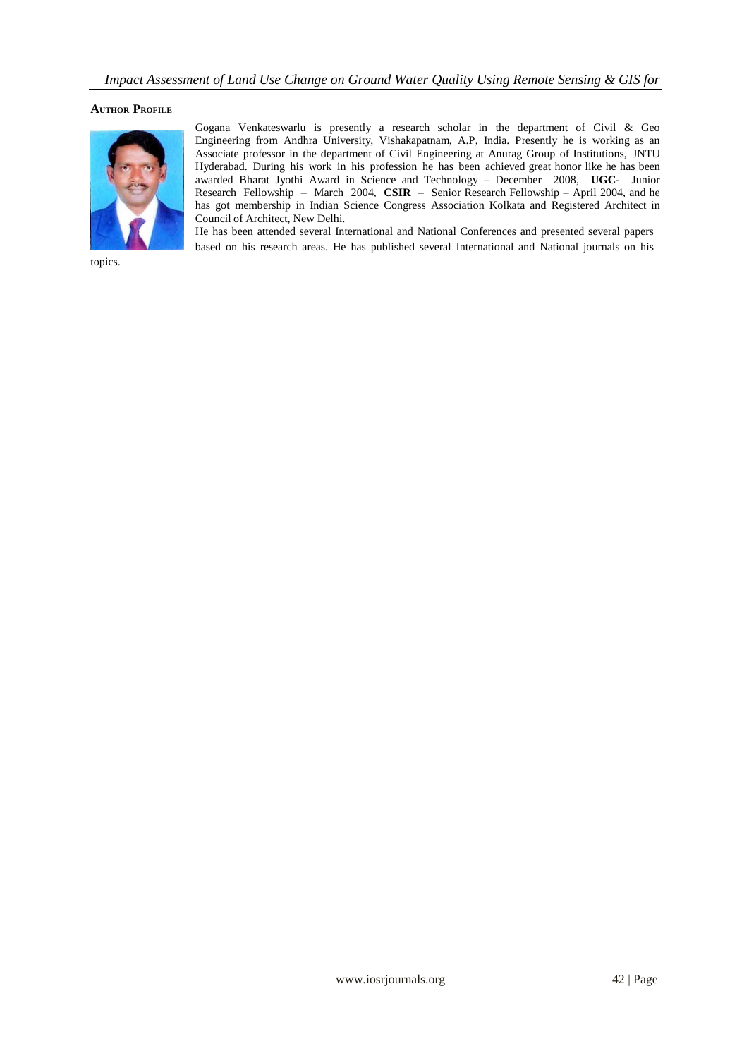## **Author Profile**

Gogana Venkateswarlu is presently a research scholar in the department of Civil & Geo Engineering from Andhra University, Vishakapatnam, A.P, India. Presently he is working as an Associate professor in the department of Civil Engineering at Anurag Group of Institutions, JNTU Hyderabad. During his work in his profession he has been achieved great honor like he has been awarded Bharat Jyothi Award in Science and Technology – December 2008, **UGC**- Junior Research Fellowship – March 2004, **CSIR** – Senior Research Fellowship – April 2004, and he has got membership in Indian Science Congress Association Kolkata and Registered Architect in Council of Architect, New Delhi.

He has been attended several International and National Conferences and presented several papers based on his research areas. He has published several International and National journals on his topics.